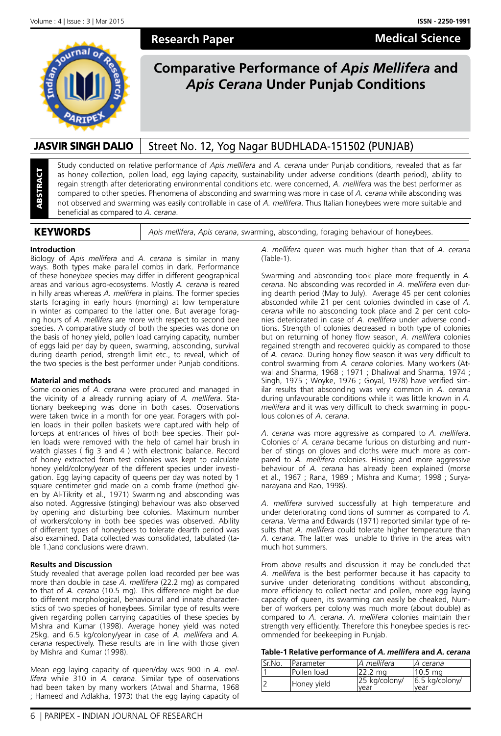Research Paper

Medical Science

# Comparative Performance of *Apis Mellifera* and *Apis Cerana* Under Punjab Conditions

**JASVIR SINGH DALIO** | Street No. 12, Yog Nagar BUDHLADA-151502 (PUNJAB)

**ABSTRACT**

Study conducted on relative performance of *Apis mellifera* and *A. cerana* under Punjab conditions, revealed that as far as honey collection, pollen load, egg laying capacity, sustainability under adverse conditions (dearth period), ability to regain strength after deteriorating environmental conditions etc. were concerned, *A. mellifera* was the best performer as compared to other species. Phenomena of absconding and swarming was more in case of *A. cerana* while absconding was not observed and swarming was easily controllable in case of *A. mellifera*. Thus Italian honeybees were more suitable and beneficial as compared to *A. cerana*.

**KEYWORDS**

*Apis mellifera*, *Apis cerana*, swarming, absconding, foraging behaviour of honeybees.

## Introduction

Biology of *Apis mellifera* and *A. cerana* is similar in many ways. Both types make parallel combs in dark. Performance of these honeybee species may differ in different geographical areas and various agro-ecosystems. Mostly *A. cerana* is reared in hilly areas whereas *A. mellifera* in plains. The former species starts foraging in early hours (morning) at low temperature in winter as compared to the latter one. But average foraging hours of *A. mellifera* are more with respect to second bee species. A comparative study of both the species was done on the basis of honey yield, pollen load carrying capacity, number of eggs laid per day by queen, swarming, absconding, survival during dearth period, strength limit etc., to reveal, which of the two species is the best performer under Punjab conditions.

## Material and methods

Some colonies of *A. cerana* were procured and managed in the vicinity of a already running apiary of *A. mellifera*. Stationary beekeeping was done in both cases. Observations were taken twice in a month for one year. Foragers with pollen loads in their pollen baskets were captured with help of forceps at entrances of hives of both bee species. Their pollen loads were removed with the help of camel hair brush in watch glasses ( fig 3 and 4 ) with electronic balance. Record of honey extracted from test colonies was kept to calculate honey yield/colony/year of the different species under investigation. Egg laying capacity of queens per day was noted by 1 square centimeter grid made on a comb frame (method given by Al-Tikrity et al., 1971) Swarming and absconding was also noted. Aggressive (stinging) behaviour was also observed by opening and disturbing bee colonies. Maximum number of workers/colony in both bee species was observed. Ability of different types of honeybees to tolerate dearth period was also examined. Data collected was consolidated, tabulated (table 1.)and conclusions were drawn.

## Results and Discussion

Study revealed that average pollen load recorded per bee was more than double in case *A. mellifera* (22.2 mg) as compared to that of *A. cerana* (10.5 mg). This difference might be due to different morphological, behavioural and innate characteristics of two species of honeybees. Similar type of results were given regarding pollen carrying capacities of these species by Mishra and Kumar (1998). Average honey yield was noted 25kg. and 6.5 kg/colony/year in case of *A. mellifera* and *A. cerana* respectively. These results are in line with those given by Mishra and Kumar (1998).

Mean egg laying capacity of queen/day was 900 in *A. mellifera* while 310 in *A. cerana*. Similar type of observations had been taken by many workers (Atwal and Sharma, 1968 ; Hameed and Adlakha, 1973) that the egg laying capacity of *A. mellifera* queen was much higher than that of *A. cerana* (Table-1).

Swarming and absconding took place more frequently in *A. cerana*. No absconding was recorded in *A. mellifera* even during dearth period (May to July). Average 45 per cent colonies absconded while 21 per cent colonies dwindled in case of *A. cerana* while no absconding took place and 2 per cent colonies deteriorated in case of *A. mellifera* under adverse conditions. Strength of colonies decreased in both type of colonies but on returning of honey flow season, *A. mellifera* colonies regained strength and recovered quickly as compared to those of *A. cerana*. During honey flow season it was very difficult to control swarming from *A. cerana* colonies. Many workers (Atwal and Sharma, 1968 ; 1971 ; Dhaliwal and Sharma, 1974 ; Singh, 1975 ; Woyke, 1976 ; Goyal, 1978) have verified similar results that absconding was very common in *A. cerana* during unfavourable conditions while it was little known in *A. mellifera* and it was very difficult to check swarming in populous colonies of *A. cerana*.

*A. cerana* was more aggressive as compared to *A. mellifera*. Colonies of *A. cerana* became furious on disturbing and number of stings on gloves and cloths were much more as compared to *A. mellifera* colonies. Hissing and more aggressive behaviour of *A. cerana* has already been explained (morse et al., 1967 ; Rana, 1989 ; Mishra and Kumar, 1998 ; Suryanarayana and Rao, 1998).

*A. mellifera* survived successfully at high temperature and under deteriorating conditions of summer as compared to *A. cerana*. Verma and Edwards (1971) reported similar type of results that *A. mellifera* could tolerate higher temperature than *A. cerana*. The latter was unable to thrive in the areas with much hot summers.

From above results and discussion it may be concluded that *A. mellifera* is the best performer because it has capacity to survive under deteriorating conditions without absconding, more efficiency to collect nectar and pollen, more egg laying capacity of queen, its swarming can easily be cheaked, Number of workers per colony was much more (about double) as compared to *A. cerana*. *A. mellifera* colonies maintain their strength very efficiently. Therefore this honeybee species is recommended for beekeeping in Punjab.

**Table-1 Relative performance of *A. mellifera* and *A. cerana***

| Sr.No. | Parameter | *A mellifera* | *A cerana* |
|---|---|---|---|
| 1 | Pollen load | 22.2 mg | 10.5 mg |
| 2 | Honey yield | 25 kg/colony/year | 6.5 kg/colony/year |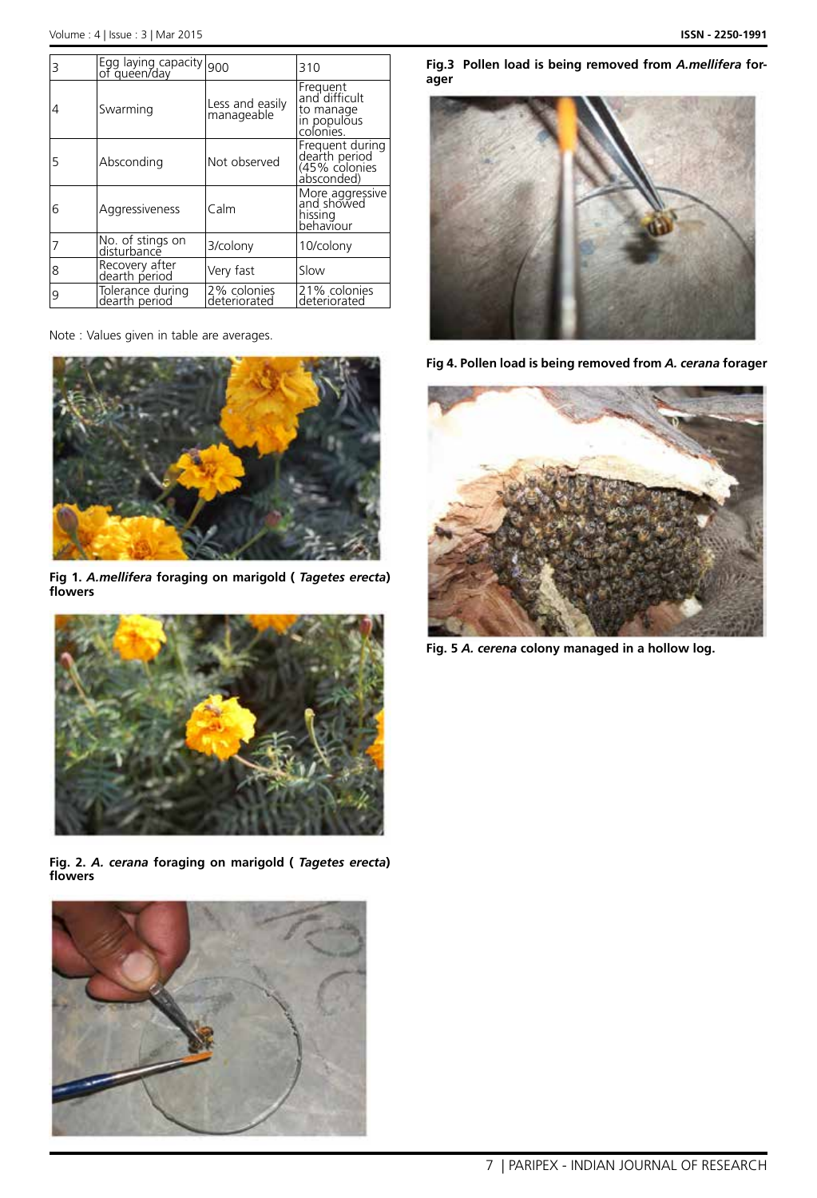| 3 | Egg laying capacity of queen/day | 900 | 310 |
|---|---|---|---|
| 4 | Swarming | Less and easily manageable | Frequent and difficult to manage in populous colonies. |
| 5 | Absconding | Not observed | Frequent during dearth period (45% colonies absconded) |
| 6 | Aggressiveness | Calm | More aggressive and showed hissing behaviour |
| 7 | No. of stings on disturbance | 3/colony | 10/colony |
| 8 | Recovery after dearth period | Very fast | Slow |
| 9 | Tolerance during dearth period | 2% colonies deteriorated | 21% colonies deteriorated |

Note : Values given in table are averages.

**Fig 1. *A.mellifera* foraging on marigold ( *Tagetes erecta*) flowers**

**Fig. 2. *A. cerana* foraging on marigold ( *Tagetes erecta*) flowers**

**Fig.3 Pollen load is being removed from *A.mellifera* forager**

**Fig 4. Pollen load is being removed from *A. cerana* forager**

**Fig. 5 *A. cerena* colony managed in a hollow log.**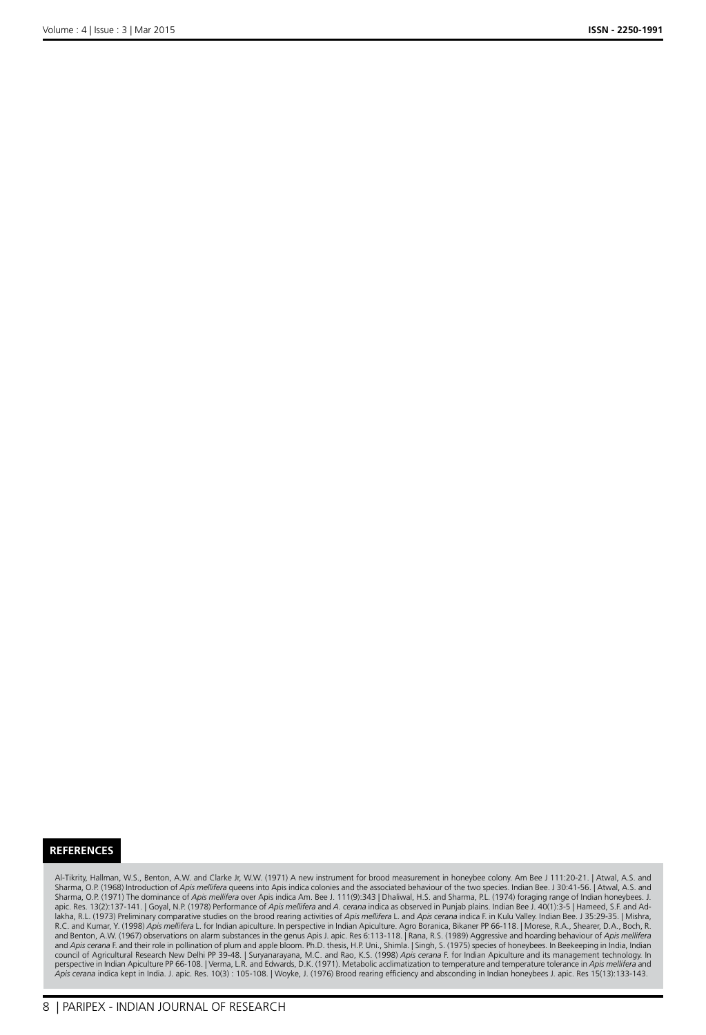## REFERENCES

Al-Tikrity, Hallman, W.S., Benton, A.W. and Clarke Jr, W.W. (1971) A new instrument for brood measurement in honeybee colony. Am Bee J 111:20-21. | Atwal, A.S. and Sharma, O.P. (1968) Introduction of *Apis mellifera* queens into Apis indica colonies and the associated behaviour of the two species. Indian Bee. J 30:41-56. | Atwal, A.S. and Sharma, O.P. (1971) The dominance of *Apis mellifera* over Apis indica Am. Bee J. 111(9):343 | Dhaliwal, H.S. and Sharma, P.L. (1974) foraging range of Indian honeybees. J. apic. Res. 13(2):137-141. | Goyal, N.P. (1978) Performance of *Apis mellifera* and *A. cerana* indica as observed in Punjab plains. Indian Bee J. 40(1):3-5 | Hameed, S.F. and Adlakha, R.L. (1973) Preliminary comparative studies on the brood rearing activities of *Apis mellifera* L. and *Apis cerana* indica F. in Kulu Valley. Indian Bee. J 35:29-35. | Mishra, R.C. and Kumar, Y. (1998) *Apis mellifera* L. for Indian apiculture. In perspective in Indian Apiculture. Agro Boranica, Bikaner PP 66-118. | Morese, R.A., Shearer, D.A., Boch, R. and Benton, A.W. (1967) observations on alarm substances in the genus Apis J. apic. Res 6:113-118. | Rana, R.S. (1989) Aggressive and hoarding behaviour of *Apis mellifera* and *Apis cerana* F. and their role in pollination of plum and apple bloom. Ph.D. thesis, H.P. Uni., Shimla. | Singh, S. (1975) species of honeybees. In Beekeeping in India, Indian council of Agricultural Research New Delhi PP 39-48. | Suryanarayana, M.C. and Rao, K.S. (1998) *Apis cerana* F. for Indian Apiculture and its management technology. In perspective in Indian Apiculture PP 66-108. | Verma, L.R. and Edwards, D.K. (1971). Metabolic acclimatization to temperature and temperature tolerance in *Apis mellifera* and *Apis cerana* indica kept in India. J. apic. Res. 10(3) : 105-108. | Woyke, J. (1976) Brood rearing efficiency and absconding in Indian honeybees J. apic. Res 15(13):133-143.